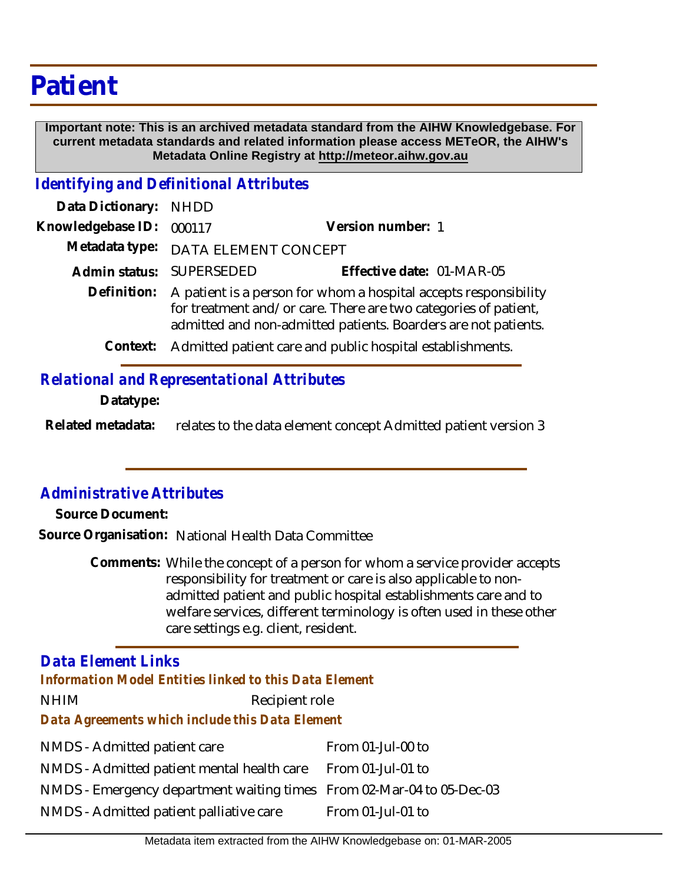# Patient

**Important note: This is an archived metadata standard from the AIHW Knowledgebase. For current metadata standards and related information please access METeOR, the AIHW's Metadata Online Registry at http://meteor.aihw.gov.au**

## *Identifying and Definitional Attributes*

**Data Dictionary:** NHDD

**Knowledgebase ID:** 000117 **Version number:** 1

**Metadata type:** DATA ELEMENT CONCEPT

**Admin status:** SUPERSEDED **Effective date:** 01-MAR-05

**Definition:** A patient is a person for whom a hospital accepts responsibility for treatment and/or care. There are two categories of patient, admitted and non-admitted patients. Boarders are not patients.

**Context:** Admitted patient care and public hospital establishments.

## *Relational and Representational Attributes*

**Datatype:**

**Related metadata:** relates to the data element concept Admitted patient version 3

## *Administrative Attributes*

**Source Document:**

**Source Organisation:** National Health Data Committee

**Comments:** While the concept of a person for whom a service provider accepts responsibility for treatment or care is also applicable to non-admitted patient and public hospital establishments care and to welfare services, different terminology is often used in these other care settings e.g. client, resident.

## *Data Element Links*

### *Information Model Entities linked to this Data Element*

| | |
|---|---|
| NHIM | Recipient role |

### *Data Agreements which include this Data Element*

| | |
|---|---|
| NMDS - Admitted patient care | From 01-Jul-00 to |
| NMDS - Admitted patient mental health care | From 01-Jul-01 to |
| NMDS - Emergency department waiting times | From 02-Mar-04 to 05-Dec-03 |
| NMDS - Admitted patient palliative care | From 01-Jul-01 to |

Metadata item extracted from the AIHW Knowledgebase on: 01-MAR-2005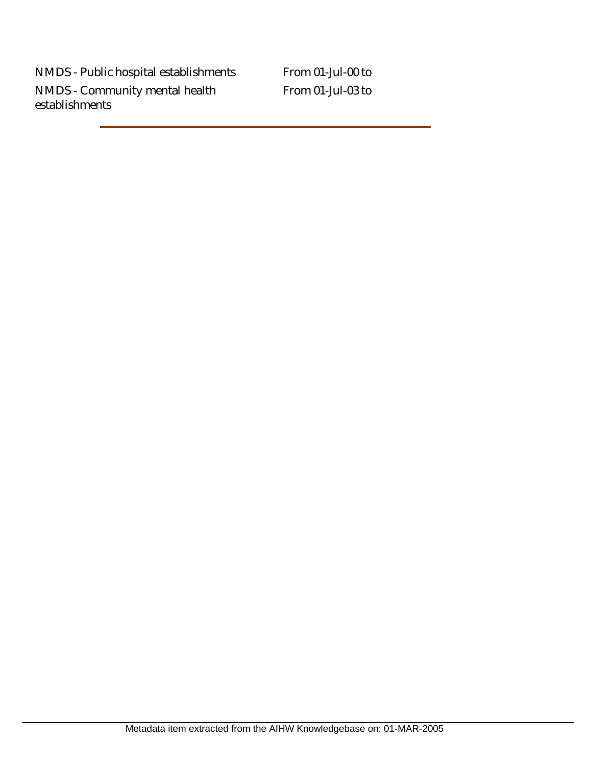| | |
|---|---|
| NMDS - Public hospital establishments | From 01-Jul-00 to |
| NMDS - Community mental health establishments | From 01-Jul-03 to |

Metadata item extracted from the AIHW Knowledgebase on: 01-MAR-2005